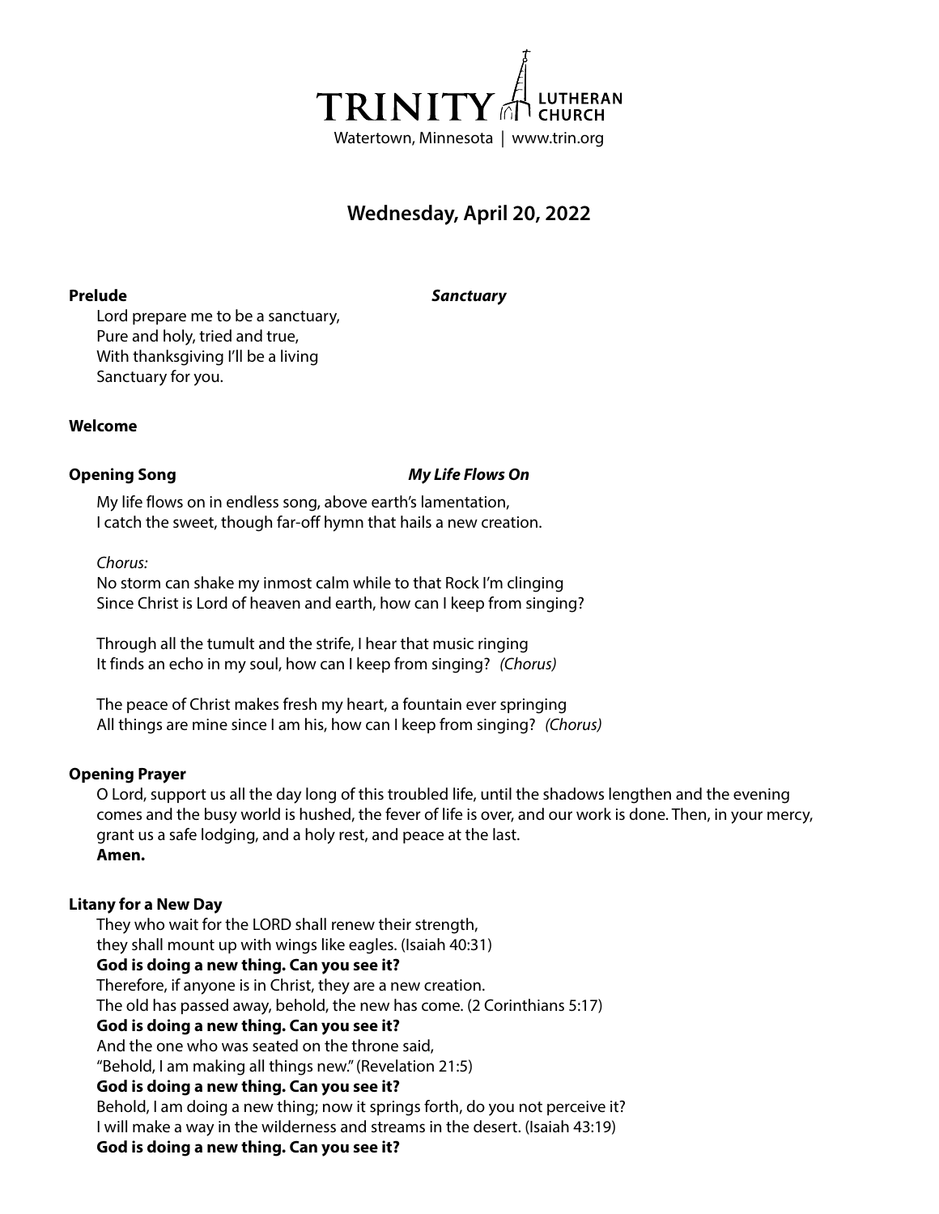TRINITY LUTHERAN CHURCH
Watertown, Minnesota | www.trin.org

## Wednesday, April 20, 2022

**Prelude** ***Sanctuary***

Lord prepare me to be a sanctuary,
Pure and holy, tried and true,
With thanksgiving I'll be a living
Sanctuary for you.

**Welcome**

**Opening Song** ***My Life Flows On***

My life flows on in endless song, above earth's lamentation,
I catch the sweet, though far-off hymn that hails a new creation.

*Chorus:*
No storm can shake my inmost calm while to that Rock I'm clinging
Since Christ is Lord of heaven and earth, how can I keep from singing?

Through all the tumult and the strife, I hear that music ringing
It finds an echo in my soul, how can I keep from singing? *(Chorus)*

The peace of Christ makes fresh my heart, a fountain ever springing
All things are mine since I am his, how can I keep from singing? *(Chorus)*

**Opening Prayer**

O Lord, support us all the day long of this troubled life, until the shadows lengthen and the evening comes and the busy world is hushed, the fever of life is over, and our work is done. Then, in your mercy, grant us a safe lodging, and a holy rest, and peace at the last.
**Amen.**

**Litany for a New Day**

They who wait for the LORD shall renew their strength,
they shall mount up with wings like eagles. (Isaiah 40:31)
**God is doing a new thing. Can you see it?**
Therefore, if anyone is in Christ, they are a new creation.
The old has passed away, behold, the new has come. (2 Corinthians 5:17)
**God is doing a new thing. Can you see it?**
And the one who was seated on the throne said,
"Behold, I am making all things new." (Revelation 21:5)
**God is doing a new thing. Can you see it?**
Behold, I am doing a new thing; now it springs forth, do you not perceive it?
I will make a way in the wilderness and streams in the desert. (Isaiah 43:19)
**God is doing a new thing. Can you see it?**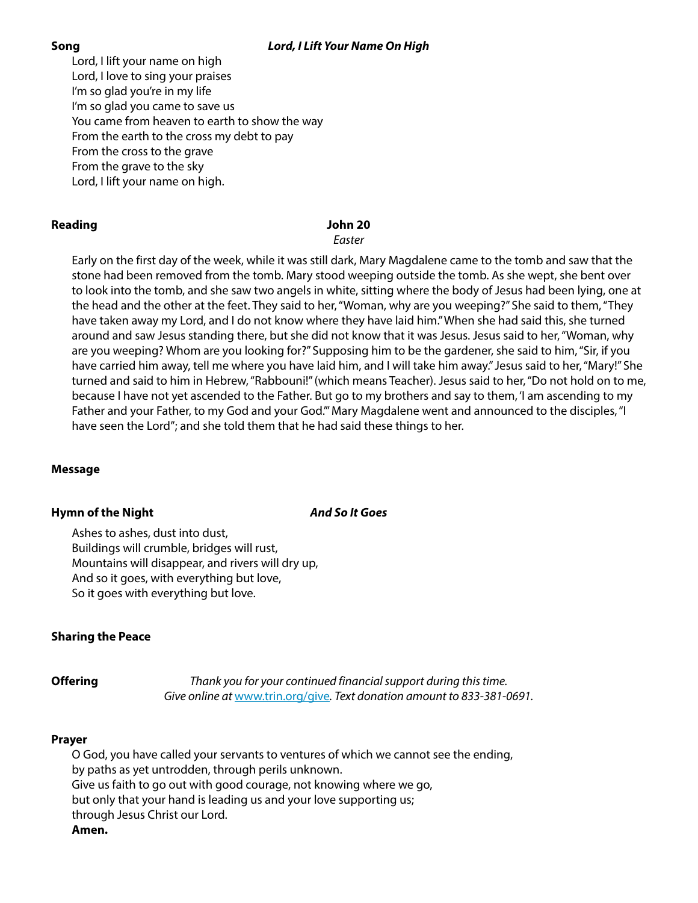**Song** ***Lord, I Lift Your Name On High***

Lord, I lift your name on high
Lord, I love to sing your praises
I'm so glad you're in my life
I'm so glad you came to save us
You came from heaven to earth to show the way
From the earth to the cross my debt to pay
From the cross to the grave
From the grave to the sky
Lord, I lift your name on high.

**Reading** **John 20**
*Easter*

Early on the first day of the week, while it was still dark, Mary Magdalene came to the tomb and saw that the stone had been removed from the tomb. Mary stood weeping outside the tomb. As she wept, she bent over to look into the tomb, and she saw two angels in white, sitting where the body of Jesus had been lying, one at the head and the other at the feet. They said to her, "Woman, why are you weeping?" She said to them, "They have taken away my Lord, and I do not know where they have laid him." When she had said this, she turned around and saw Jesus standing there, but she did not know that it was Jesus. Jesus said to her, "Woman, why are you weeping? Whom are you looking for?" Supposing him to be the gardener, she said to him, "Sir, if you have carried him away, tell me where you have laid him, and I will take him away." Jesus said to her, "Mary!" She turned and said to him in Hebrew, "Rabbouni!" (which means Teacher). Jesus said to her, "Do not hold on to me, because I have not yet ascended to the Father. But go to my brothers and say to them, 'I am ascending to my Father and your Father, to my God and your God.'" Mary Magdalene went and announced to the disciples, "I have seen the Lord"; and she told them that he had said these things to her.

**Message**

**Hymn of the Night** ***And So It Goes***

Ashes to ashes, dust into dust,
Buildings will crumble, bridges will rust,
Mountains will disappear, and rivers will dry up,
And so it goes, with everything but love,
So it goes with everything but love.

**Sharing the Peace**

**Offering** *Thank you for your continued financial support during this time.*
*Give online at [www.trin.org/give](www.trin.org/give). Text donation amount to 833-381-0691.*

**Prayer**

O God, you have called your servants to ventures of which we cannot see the ending,
by paths as yet untrodden, through perils unknown.
Give us faith to go out with good courage, not knowing where we go,
but only that your hand is leading us and your love supporting us;
through Jesus Christ our Lord.
**Amen.**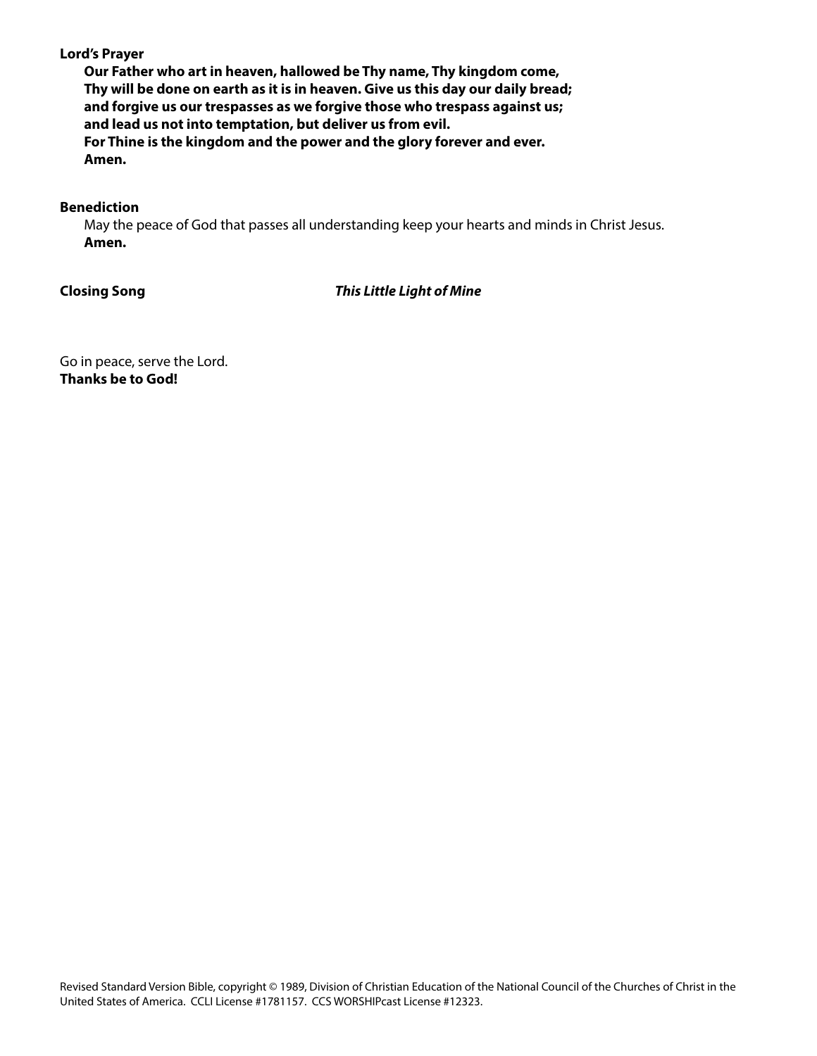**Lord's Prayer**

**Our Father who art in heaven, hallowed be Thy name, Thy kingdom come,**
**Thy will be done on earth as it is in heaven. Give us this day our daily bread;**
**and forgive us our trespasses as we forgive those who trespass against us;**
**and lead us not into temptation, but deliver us from evil.**
**For Thine is the kingdom and the power and the glory forever and ever.**
**Amen.**

**Benediction**

May the peace of God that passes all understanding keep your hearts and minds in Christ Jesus.
**Amen.**

**Closing Song** ***This Little Light of Mine***

Go in peace, serve the Lord.
**Thanks be to God!**

Revised Standard Version Bible, copyright © 1989, Division of Christian Education of the National Council of the Churches of Christ in the United States of America. CCLI License #1781157. CCS WORSHIPcast License #12323.